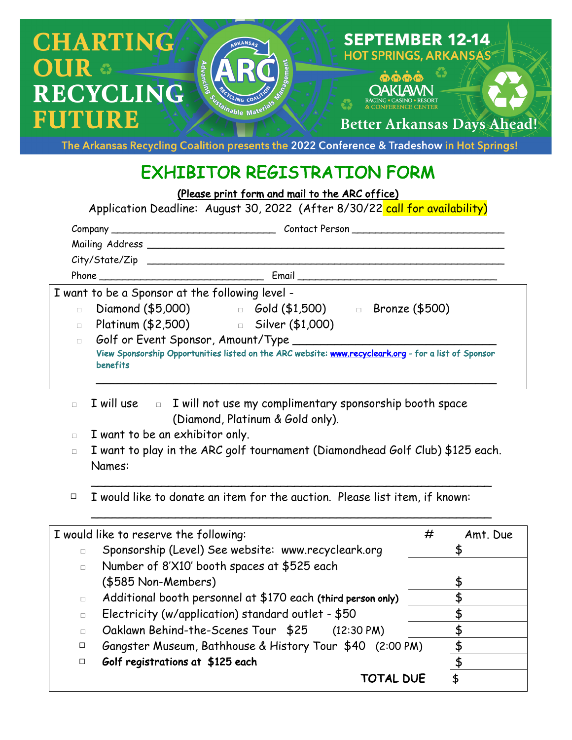# CHARTING OUR RECYCLING FUTURE

ARKANSAS ARC RECYCLING COALITION — Advancing Sustainable Materials Management

**SEPTEMBER 12-14**
**HOT SPRINGS, ARKANSAS**

OAKLAWN RACING • CASINO • RESORT & CONFERENCE CENTER

Better Arkansas Days Ahead!

The Arkansas Recycling Coalition presents the **2022 Conference & Tradeshow** in Hot Springs!

## EXHIBITOR REGISTRATION FORM

(Please print form and mail to the ARC office)

Application Deadline: August 30, 2022 (After 8/30/22 call for availability)

Company ____________________________ Contact Person __________________________

Mailing Address ____________________________________________________________

City/State/Zip ____________________________________________________________

Phone ____________________________ Email __________________________________

I want to be a Sponsor at the following level -

- □ Diamond ($5,000)
- □ Gold ($1,500)
- □ Bronze ($500)
- □ Platinum ($2,500)
- □ Silver ($1,000)
- □ Golf or Event Sponsor, Amount/Type ______________________________

View Sponsorship Opportunities listed on the ARC website: www.recyclear.org - for a list of Sponsor benefits

______________________________________________________________

- □ I will use □ I will not use my complimentary sponsorship booth space (Diamond, Platinum & Gold only).
- □ I want to be an exhibitor only.
- □ I want to play in the ARC golf tournament (Diamondhead Golf Club) $125 each.
  Names:
  ______________________________________________________________
- □ I would like to donate an item for the auction. Please list item, if known:
  ______________________________________________________________

| I would like to reserve the following: | # | Amt. Due |
|---|---|---|
| □ Sponsorship (Level) See website: www.recyclear.org | | $ |
| □ Number of 8'X10' booth spaces at $525 each ($585 Non-Members) | | $ |
| □ Additional booth personnel at $170 each (third person only) | | $ |
| □ Electricity (w/application) standard outlet - $50 | | $ |
| □ Oaklawn Behind-the-Scenes Tour $25 (12:30 PM) | | $ |
| □ Gangster Museum, Bathhouse & History Tour $40 (2:00 PM) | | $ |
| □ **Golf registrations at $125 each** | | $ |
| **TOTAL DUE** | | $ |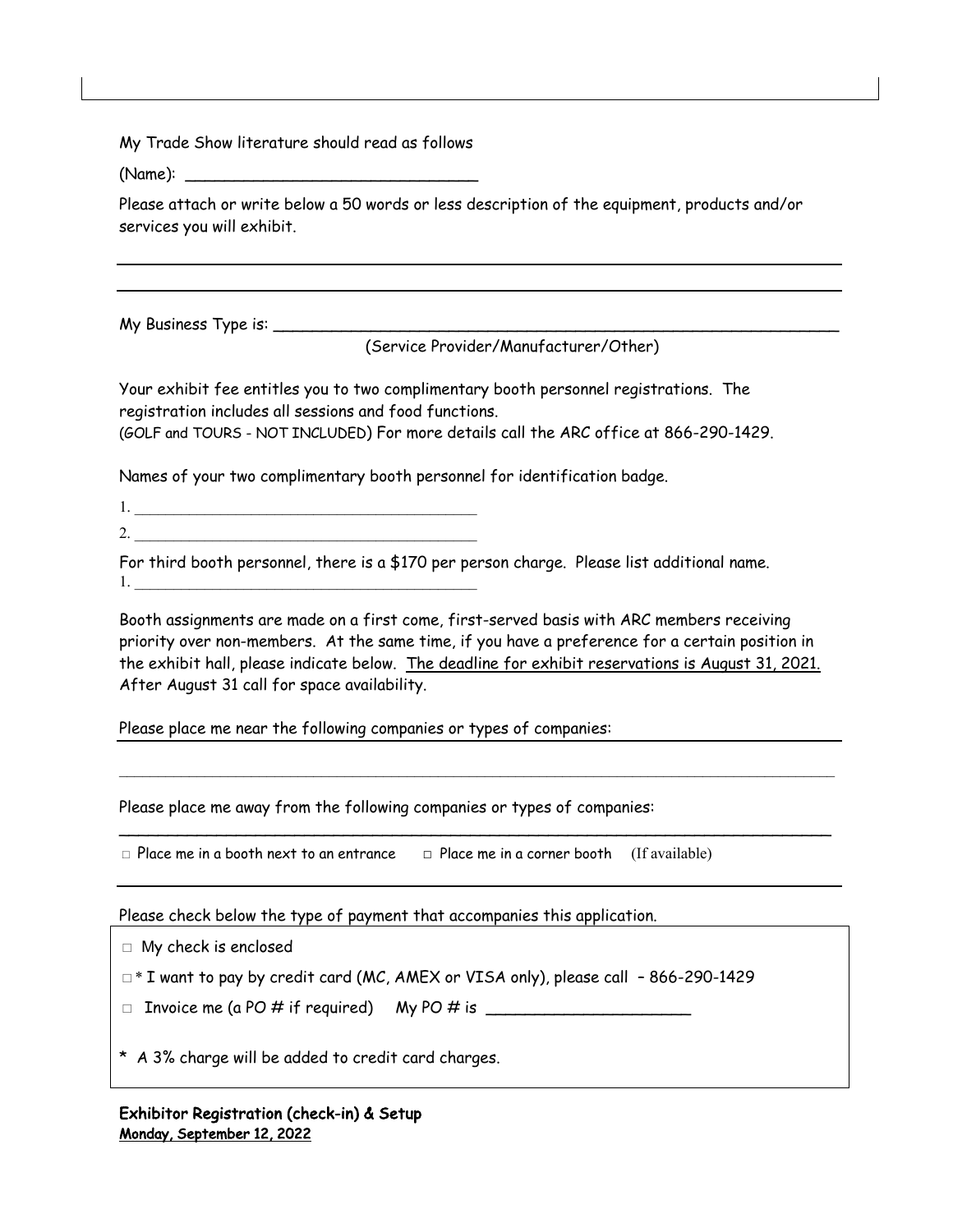My Trade Show literature should read as follows

(Name): ______________________________

Please attach or write below a 50 words or less description of the equipment, products and/or services you will exhibit.

My Business Type is: ____________________________________________________________
(Service Provider/Manufacturer/Other)

Your exhibit fee entitles you to two complimentary booth personnel registrations. The registration includes all sessions and food functions.
(GOLF and TOURS - NOT INCLUDED) For more details call the ARC office at 866-290-1429.

Names of your two complimentary booth personnel for identification badge.

1. ________________________________________
2. ________________________________________

For third booth personnel, there is a $170 per person charge. Please list additional name.
1. ________________________________________

Booth assignments are made on a first come, first-served basis with ARC members receiving priority over non-members. At the same time, if you have a preference for a certain position in the exhibit hall, please indicate below. The deadline for exhibit reservations is August 31, 2021. After August 31 call for space availability.

Please place me near the following companies or types of companies:

Please place me away from the following companies or types of companies:

□ Place me in a booth next to an entrance   □ Place me in a corner booth   (If available)

Please check below the type of payment that accompanies this application.

□ My check is enclosed

□ * I want to pay by credit card (MC, AMEX or VISA only), please call – 866-290-1429

□ Invoice me (a PO # if required)   My PO # is ____________________

* A 3% charge will be added to credit card charges.

**Exhibitor Registration (check-in) & Setup**
**Monday, September 12, 2022**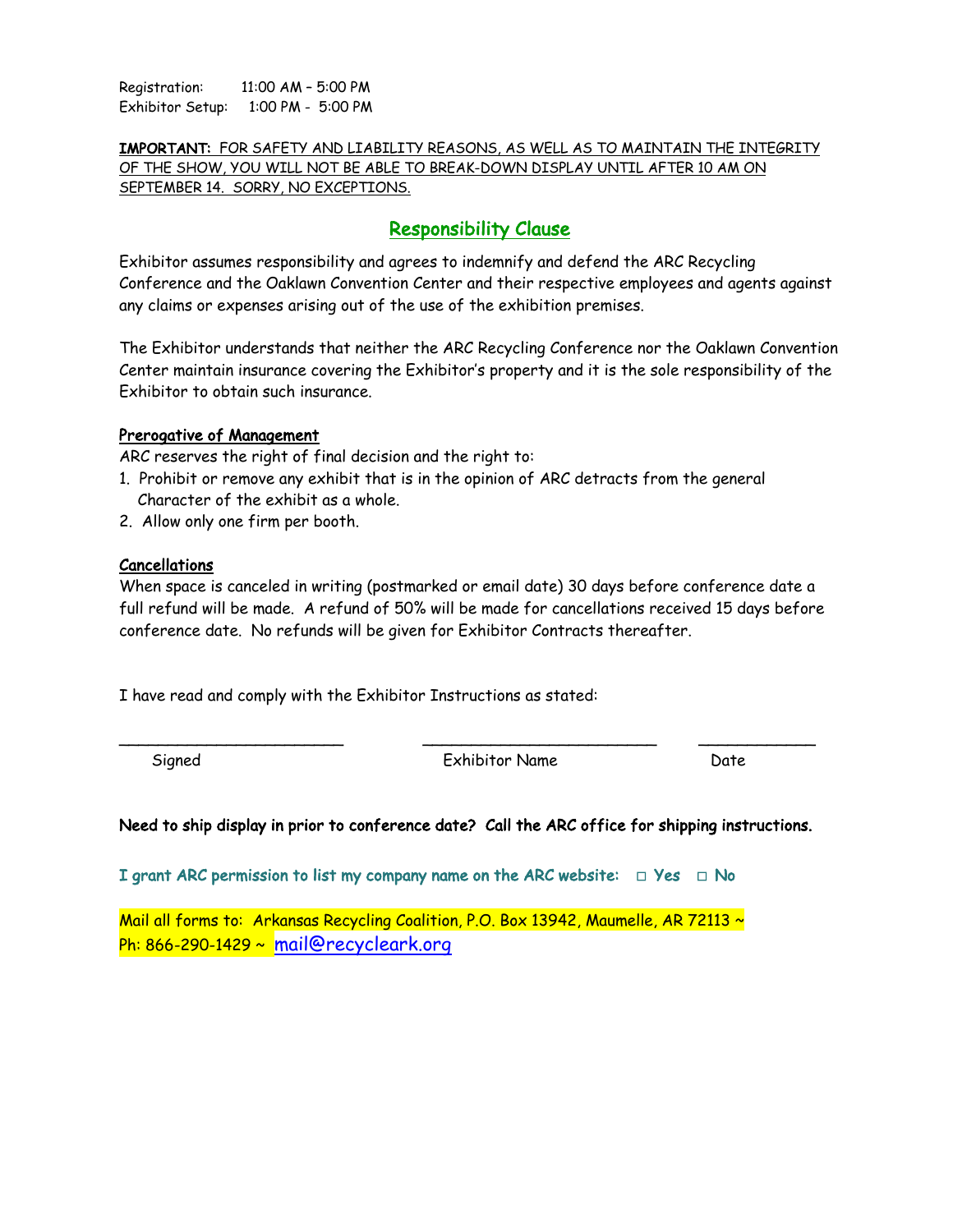Registration: 11:00 AM – 5:00 PM
Exhibitor Setup: 1:00 PM - 5:00 PM

**IMPORTANT:** FOR SAFETY AND LIABILITY REASONS, AS WELL AS TO MAINTAIN THE INTEGRITY OF THE SHOW, YOU WILL NOT BE ABLE TO BREAK-DOWN DISPLAY UNTIL AFTER 10 AM ON SEPTEMBER 14. SORRY, NO EXCEPTIONS.

## Responsibility Clause

Exhibitor assumes responsibility and agrees to indemnify and defend the ARC Recycling Conference and the Oaklawn Convention Center and their respective employees and agents against any claims or expenses arising out of the use of the exhibition premises.

The Exhibitor understands that neither the ARC Recycling Conference nor the Oaklawn Convention Center maintain insurance covering the Exhibitor's property and it is the sole responsibility of the Exhibitor to obtain such insurance.

### Prerogative of Management

ARC reserves the right of final decision and the right to:

1. Prohibit or remove any exhibit that is in the opinion of ARC detracts from the general Character of the exhibit as a whole.
2. Allow only one firm per booth.

### Cancellations

When space is canceled in writing (postmarked or email date) 30 days before conference date a full refund will be made. A refund of 50% will be made for cancellations received 15 days before conference date. No refunds will be given for Exhibitor Contracts thereafter.

I have read and comply with the Exhibitor Instructions as stated:

________________________ ________________________ ____________
Signed Exhibitor Name Date

**Need to ship display in prior to conference date? Call the ARC office for shipping instructions.**

**I grant ARC permission to list my company name on the ARC website: □ Yes □ No**

Mail all forms to: Arkansas Recycling Coalition, P.O. Box 13942, Maumelle, AR 72113 ~ Ph: 866-290-1429 ~ mail@recycleark.org